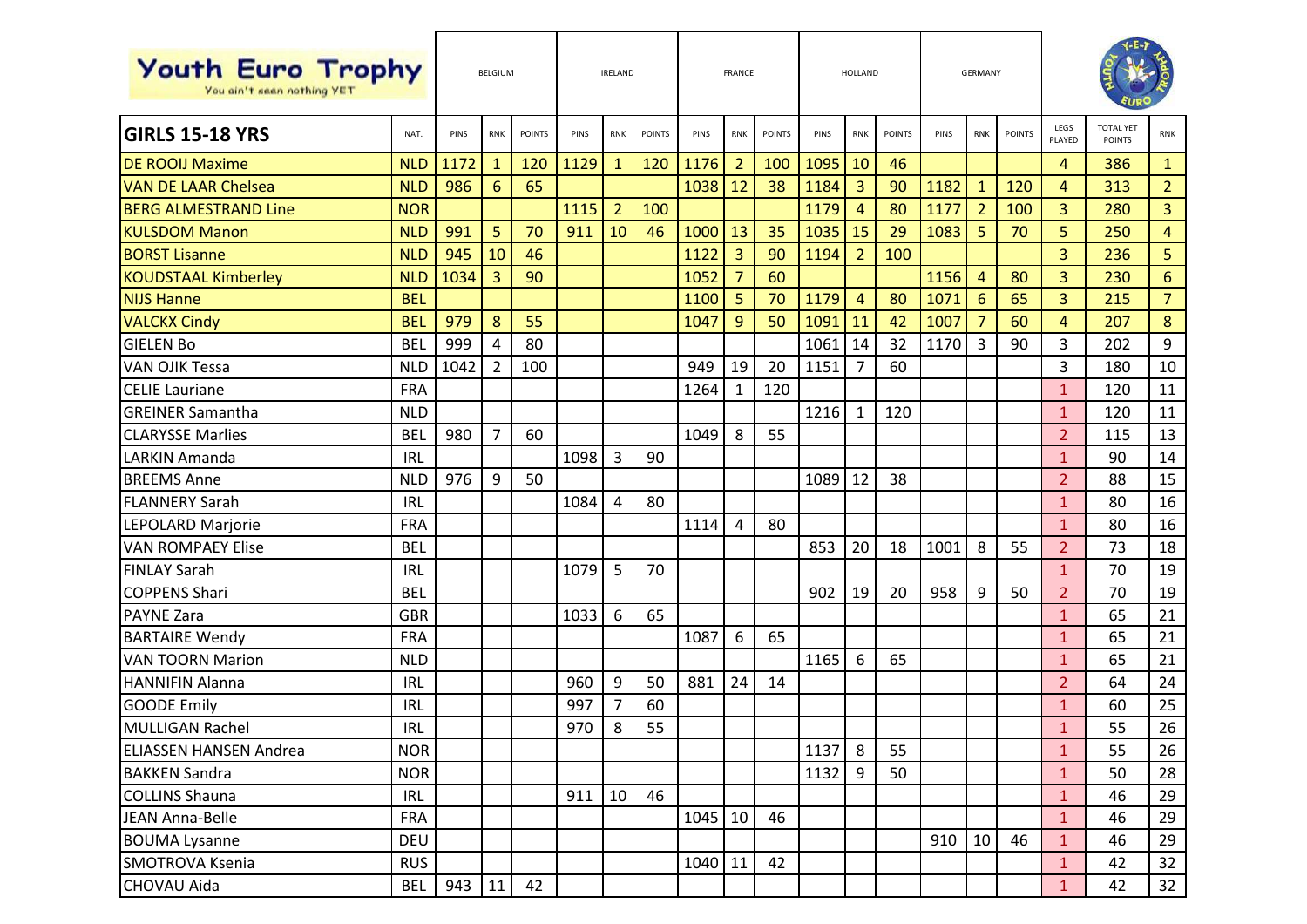| Youth Euro Trophy<br>You ain't seen nothing YET | | BELGIUM | | | IRELAND | | | FRANCE | | | HOLLAND | | | GERMANY | | | | | |
|---|---|---|---|---|---|---|---|---|---|---|---|---|---|---|---|---|---|---|---|
| **GIRLS 15-18 YRS** | NAT. | PINS | RNK | POINTS | PINS | RNK | POINTS | PINS | RNK | POINTS | PINS | RNK | POINTS | PINS | RNK | POINTS | LEGS PLAYED | TOTAL YET POINTS | RNK |
| DE ROOIJ Maxime | NLD | 1172 | 1 | 120 | 1129 | 1 | 120 | 1176 | 2 | 100 | 1095 | 10 | 46 | | | | 4 | 386 | 1 |
| VAN DE LAAR Chelsea | NLD | 986 | 6 | 65 | | | | 1038 | 12 | 38 | 1184 | 3 | 90 | 1182 | 1 | 120 | 4 | 313 | 2 |
| BERG ALMESTRAND Line | NOR | | | | 1115 | 2 | 100 | | | | 1179 | 4 | 80 | 1177 | 2 | 100 | 3 | 280 | 3 |
| KULSDOM Manon | NLD | 991 | 5 | 70 | 911 | 10 | 46 | 1000 | 13 | 35 | 1035 | 15 | 29 | 1083 | 5 | 70 | 5 | 250 | 4 |
| BORST Lisanne | NLD | 945 | 10 | 46 | | | | 1122 | 3 | 90 | 1194 | 2 | 100 | | | | 3 | 236 | 5 |
| KOUDSTAAL Kimberley | NLD | 1034 | 3 | 90 | | | | 1052 | 7 | 60 | | | | 1156 | 4 | 80 | 3 | 230 | 6 |
| NIJS Hanne | BEL | | | | | | | 1100 | 5 | 70 | 1179 | 4 | 80 | 1071 | 6 | 65 | 3 | 215 | 7 |
| VALCKX Cindy | BEL | 979 | 8 | 55 | | | | 1047 | 9 | 50 | 1091 | 11 | 42 | 1007 | 7 | 60 | 4 | 207 | 8 |
| GIELEN Bo | BEL | 999 | 4 | 80 | | | | | | | 1061 | 14 | 32 | 1170 | 3 | 90 | 3 | 202 | 9 |
| VAN OJIK Tessa | NLD | 1042 | 2 | 100 | | | | 949 | 19 | 20 | 1151 | 7 | 60 | | | | 3 | 180 | 10 |
| CELIE Lauriane | FRA | | | | | | | 1264 | 1 | 120 | | | | | | | 1 | 120 | 11 |
| GREINER Samantha | NLD | | | | | | | | | | 1216 | 1 | 120 | | | | 1 | 120 | 11 |
| CLARYSSE Marlies | BEL | 980 | 7 | 60 | | | | 1049 | 8 | 55 | | | | | | | 2 | 115 | 13 |
| LARKIN Amanda | IRL | | | | 1098 | 3 | 90 | | | | | | | | | | 1 | 90 | 14 |
| BREEMS Anne | NLD | 976 | 9 | 50 | | | | | | | 1089 | 12 | 38 | | | | 2 | 88 | 15 |
| FLANNERY Sarah | IRL | | | | 1084 | 4 | 80 | | | | | | | | | | 1 | 80 | 16 |
| LEPOLARD Marjorie | FRA | | | | | | | 1114 | 4 | 80 | | | | | | | 1 | 80 | 16 |
| VAN ROMPAEY Elise | BEL | | | | | | | | | | 853 | 20 | 18 | 1001 | 8 | 55 | 2 | 73 | 18 |
| FINLAY Sarah | IRL | | | | 1079 | 5 | 70 | | | | | | | | | | 1 | 70 | 19 |
| COPPENS Shari | BEL | | | | | | | | | | 902 | 19 | 20 | 958 | 9 | 50 | 2 | 70 | 19 |
| PAYNE Zara | GBR | | | | 1033 | 6 | 65 | | | | | | | | | | 1 | 65 | 21 |
| BARTAIRE Wendy | FRA | | | | | | | 1087 | 6 | 65 | | | | | | | 1 | 65 | 21 |
| VAN TOORN Marion | NLD | | | | | | | | | | 1165 | 6 | 65 | | | | 1 | 65 | 21 |
| HANNIFIN Alanna | IRL | | | | 960 | 9 | 50 | 881 | 24 | 14 | | | | | | | 2 | 64 | 24 |
| GOODE Emily | IRL | | | | 997 | 7 | 60 | | | | | | | | | | 1 | 60 | 25 |
| MULLIGAN Rachel | IRL | | | | 970 | 8 | 55 | | | | | | | | | | 1 | 55 | 26 |
| ELIASSEN HANSEN Andrea | NOR | | | | | | | | | | 1137 | 8 | 55 | | | | 1 | 55 | 26 |
| BAKKEN Sandra | NOR | | | | | | | | | | 1132 | 9 | 50 | | | | 1 | 50 | 28 |
| COLLINS Shauna | IRL | | | | 911 | 10 | 46 | | | | | | | | | | 1 | 46 | 29 |
| JEAN Anna-Belle | FRA | | | | | | | 1045 | 10 | 46 | | | | | | | 1 | 46 | 29 |
| BOUMA Lysanne | DEU | | | | | | | | | | | | | 910 | 10 | 46 | 1 | 46 | 29 |
| SMOTROVA Ksenia | RUS | | | | | | | 1040 | 11 | 42 | | | | | | | 1 | 42 | 32 |
| CHOVAU Aida | BEL | 943 | 11 | 42 | | | | | | | | | | | | | 1 | 42 | 32 |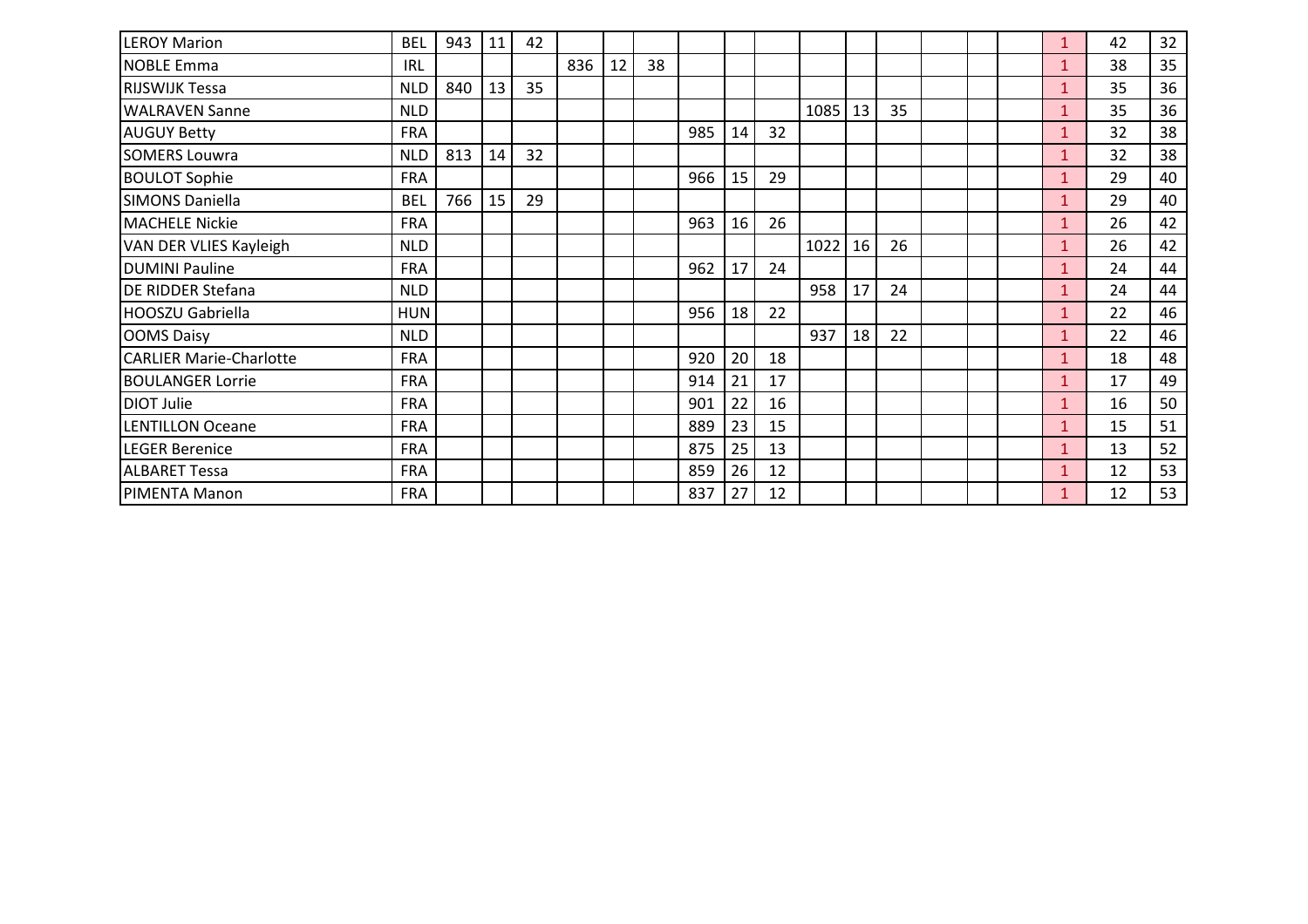| | | | | | | | | | | | | | | | | | | | |
|---|---|---|---|---|---|---|---|---|---|---|---|---|---|---|---|---|---|---|---|
| LEROY Marion | BEL | 943 | 11 | 42 | | | | | | | | | | | | | 1 | 42 | 32 |
| NOBLE Emma | IRL | | | | 836 | 12 | 38 | | | | | | | | | | 1 | 38 | 35 |
| RIJSWIJK Tessa | NLD | 840 | 13 | 35 | | | | | | | | | | | | | 1 | 35 | 36 |
| WALRAVEN Sanne | NLD | | | | | | | | | | 1085 | 13 | 35 | | | | 1 | 35 | 36 |
| AUGUY Betty | FRA | | | | | | | 985 | 14 | 32 | | | | | | | 1 | 32 | 38 |
| SOMERS Louwra | NLD | 813 | 14 | 32 | | | | | | | | | | | | | 1 | 32 | 38 |
| BOULOT Sophie | FRA | | | | | | | 966 | 15 | 29 | | | | | | | 1 | 29 | 40 |
| SIMONS Daniella | BEL | 766 | 15 | 29 | | | | | | | | | | | | | 1 | 29 | 40 |
| MACHELE Nickie | FRA | | | | | | | 963 | 16 | 26 | | | | | | | 1 | 26 | 42 |
| VAN DER VLIES Kayleigh | NLD | | | | | | | | | | 1022 | 16 | 26 | | | | 1 | 26 | 42 |
| DUMINI Pauline | FRA | | | | | | | 962 | 17 | 24 | | | | | | | 1 | 24 | 44 |
| DE RIDDER Stefana | NLD | | | | | | | | | | 958 | 17 | 24 | | | | 1 | 24 | 44 |
| HOOSZU Gabriella | HUN | | | | | | | 956 | 18 | 22 | | | | | | | 1 | 22 | 46 |
| OOMS Daisy | NLD | | | | | | | | | | 937 | 18 | 22 | | | | 1 | 22 | 46 |
| CARLIER Marie-Charlotte | FRA | | | | | | | 920 | 20 | 18 | | | | | | | 1 | 18 | 48 |
| BOULANGER Lorrie | FRA | | | | | | | 914 | 21 | 17 | | | | | | | 1 | 17 | 49 |
| DIOT Julie | FRA | | | | | | | 901 | 22 | 16 | | | | | | | 1 | 16 | 50 |
| LENTILLON Oceane | FRA | | | | | | | 889 | 23 | 15 | | | | | | | 1 | 15 | 51 |
| LEGER Berenice | FRA | | | | | | | 875 | 25 | 13 | | | | | | | 1 | 13 | 52 |
| ALBARET Tessa | FRA | | | | | | | 859 | 26 | 12 | | | | | | | 1 | 12 | 53 |
| PIMENTA Manon | FRA | | | | | | | 837 | 27 | 12 | | | | | | | 1 | 12 | 53 |